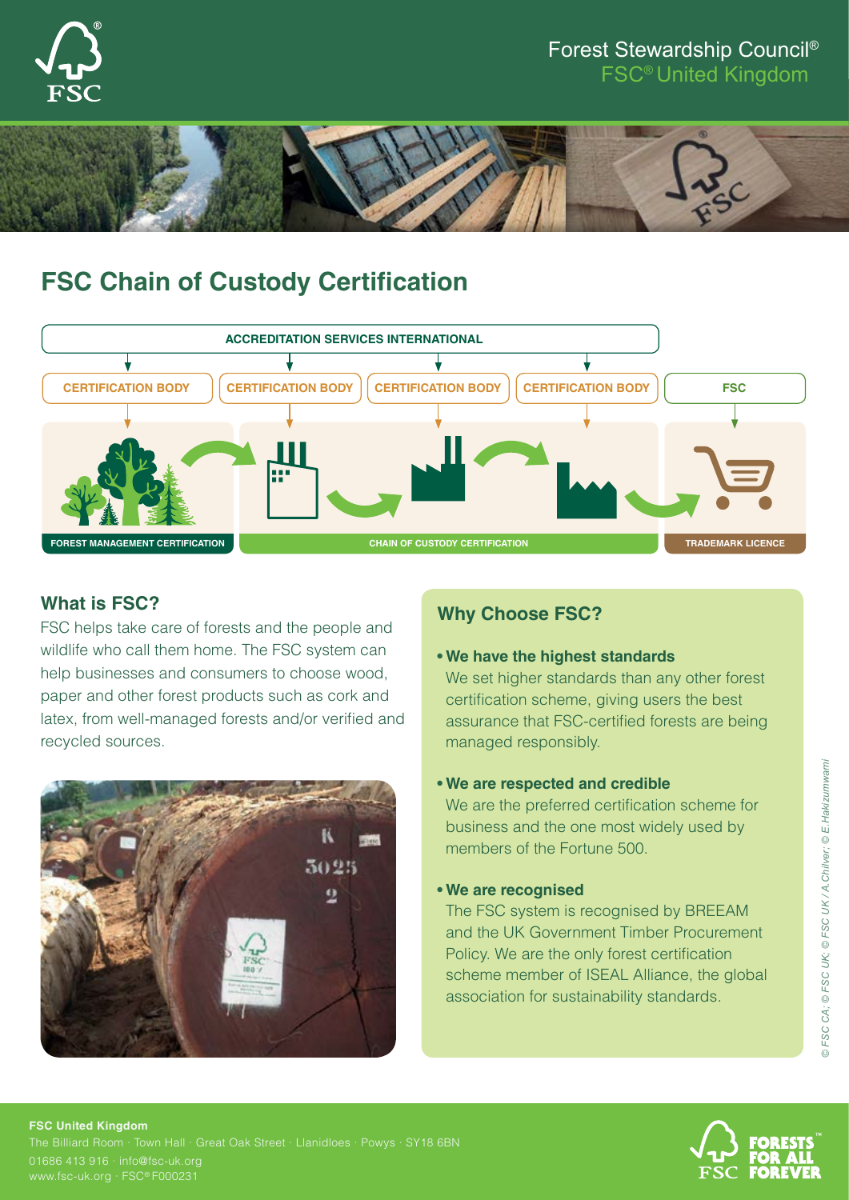Forest Stewardship Council®
FSC® United Kingdom

# FSC Chain of Custody Certification

ACCREDITATION SERVICES INTERNATIONAL

CERTIFICATION BODY | CERTIFICATION BODY | CERTIFICATION BODY | CERTIFICATION BODY | FSC

FOREST MANAGEMENT CERTIFICATION | CHAIN OF CUSTODY CERTIFICATION | TRADEMARK LICENCE

## What is FSC?

FSC helps take care of forests and the people and wildlife who call them home. The FSC system can help businesses and consumers to choose wood, paper and other forest products such as cork and latex, from well-managed forests and/or verified and recycled sources.

## Why Choose FSC?

- **We have the highest standards**
  We set higher standards than any other forest certification scheme, giving users the best assurance that FSC-certified forests are being managed responsibly.

- **We are respected and credible**
  We are the preferred certification scheme for business and the one most widely used by members of the Fortune 500.

- **We are recognised**
  The FSC system is recognised by BREEAM and the UK Government Timber Procurement Policy. We are the only forest certification scheme member of ISEAL Alliance, the global association for sustainability standards.

*© FSC CA; © FSC UK; © FSC UK / A Chilver; © E.Hakizumwami*

**FSC United Kingdom**
The Billiard Room · Town Hall · Great Oak Street · Llanidloes · Powys · SY18 6BN
01686 413 916 · info@fsc-uk.org
www.fsc-uk.org · FSC® F000231

FORESTS™ FOR ALL FOREVER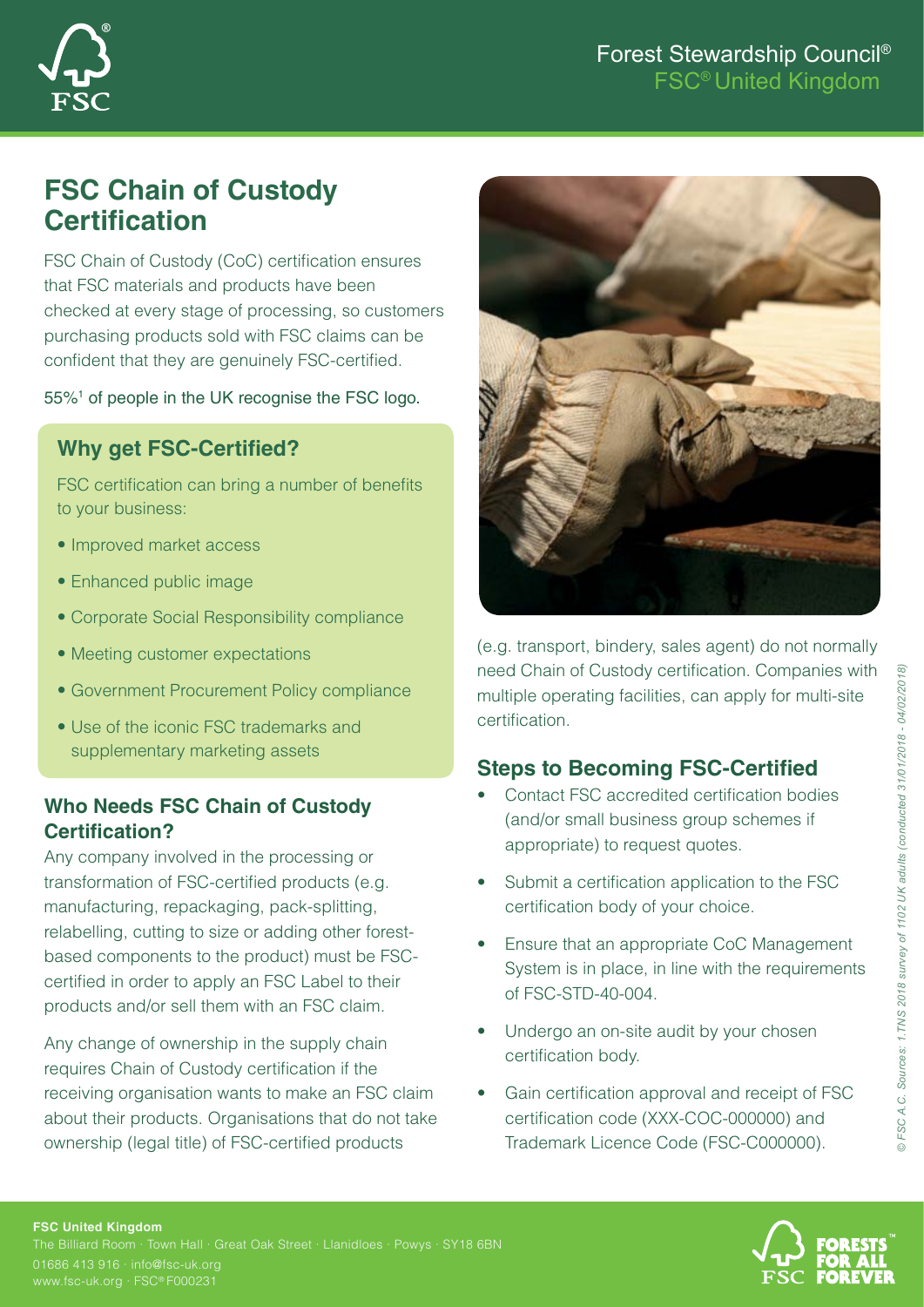# FSC Chain of Custody Certification

FSC Chain of Custody (CoC) certification ensures that FSC materials and products have been checked at every stage of processing, so customers purchasing products sold with FSC claims can be confident that they are genuinely FSC-certified.

55%[1] of people in the UK recognise the FSC logo.

## Why get FSC-Certified?

FSC certification can bring a number of benefits to your business:

- Improved market access
- Enhanced public image
- Corporate Social Responsibility compliance
- Meeting customer expectations
- Government Procurement Policy compliance
- Use of the iconic FSC trademarks and supplementary marketing assets

## Who Needs FSC Chain of Custody Certification?

Any company involved in the processing or transformation of FSC-certified products (e.g. manufacturing, repackaging, pack-splitting, relabelling, cutting to size or adding other forest-based components to the product) must be FSC-certified in order to apply an FSC Label to their products and/or sell them with an FSC claim.

Any change of ownership in the supply chain requires Chain of Custody certification if the receiving organisation wants to make an FSC claim about their products. Organisations that do not take ownership (legal title) of FSC-certified products (e.g. transport, bindery, sales agent) do not normally need Chain of Custody certification. Companies with multiple operating facilities, can apply for multi-site certification.

## Steps to Becoming FSC-Certified

- Contact FSC accredited certification bodies (and/or small business group schemes if appropriate) to request quotes.
- Submit a certification application to the FSC certification body of your choice.
- Ensure that an appropriate CoC Management System is in place, in line with the requirements of FSC-STD-40-004.
- Undergo an on-site audit by your chosen certification body.
- Gain certification approval and receipt of FSC certification code (XXX-COC-000000) and Trademark Licence Code (FSC-C000000).

*© FSC A.C. Sources: 1.TNS 2018 survey of 1102 UK adults (conducted 31/01/2018 - 04/02/2018)*

**FSC United Kingdom**
The Billiard Room · Town Hall · Great Oak Street · Llanidloes · Powys · SY18 6BN
01686 413 916 · info@fsc-uk.org
www.fsc-uk.org · FSC® F000231

FORESTS™ FOR ALL FOREVER